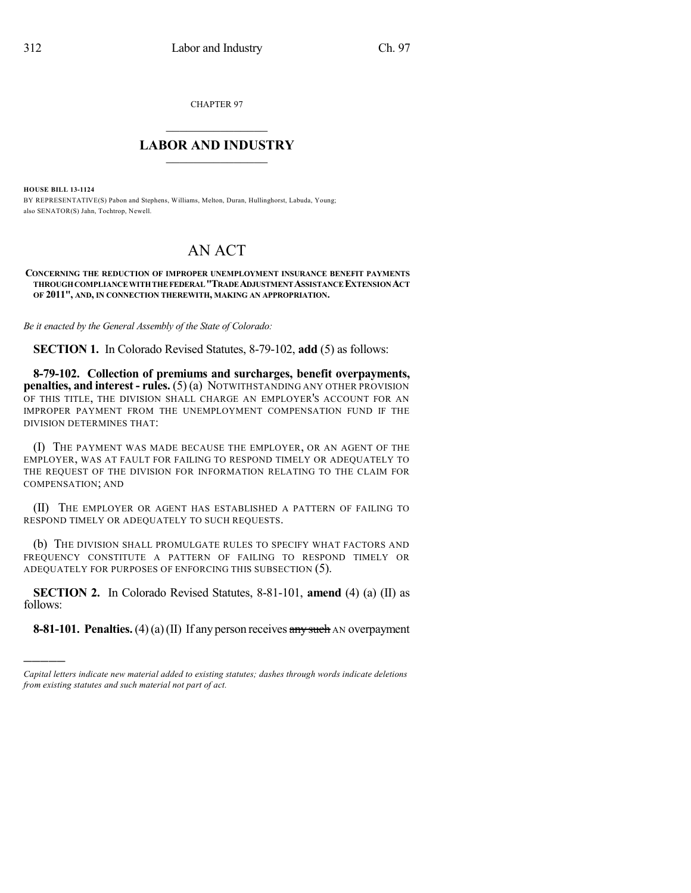CHAPTER 97

## LABOR AND INDUSTRY

**HOUSE BILL 13-1124**

BY REPRESENTATIVE(S) Pabon and Stephens, Williams, Melton, Duran, Hullinghorst, Labuda, Young; also SENATOR(S) Jahn, Tochtrop, Newell.

# AN ACT

**CONCERNING THE REDUCTION OF IMPROPER UNEMPLOYMENT INSURANCE BENEFIT PAYMENTS THROUGH COMPLIANCE WITH THE FEDERAL "TRADE ADJUSTMENT ASSISTANCE EXTENSION ACT OF 2011", AND, IN CONNECTION THEREWITH, MAKING AN APPROPRIATION.**

*Be it enacted by the General Assembly of the State of Colorado:*

**SECTION 1.** In Colorado Revised Statutes, 8-79-102, **add** (5) as follows:

**8-79-102. Collection of premiums and surcharges, benefit overpayments, penalties, and interest - rules.** (5) (a) NOTWITHSTANDING ANY OTHER PROVISION OF THIS TITLE, THE DIVISION SHALL CHARGE AN EMPLOYER'S ACCOUNT FOR AN IMPROPER PAYMENT FROM THE UNEMPLOYMENT COMPENSATION FUND IF THE DIVISION DETERMINES THAT:

(I) THE PAYMENT WAS MADE BECAUSE THE EMPLOYER, OR AN AGENT OF THE EMPLOYER, WAS AT FAULT FOR FAILING TO RESPOND TIMELY OR ADEQUATELY TO THE REQUEST OF THE DIVISION FOR INFORMATION RELATING TO THE CLAIM FOR COMPENSATION; AND

(II) THE EMPLOYER OR AGENT HAS ESTABLISHED A PATTERN OF FAILING TO RESPOND TIMELY OR ADEQUATELY TO SUCH REQUESTS.

(b) THE DIVISION SHALL PROMULGATE RULES TO SPECIFY WHAT FACTORS AND FREQUENCY CONSTITUTE A PATTERN OF FAILING TO RESPOND TIMELY OR ADEQUATELY FOR PURPOSES OF ENFORCING THIS SUBSECTION (5).

**SECTION 2.** In Colorado Revised Statutes, 8-81-101, **amend** (4) (a) (II) as follows:

**8-81-101. Penalties.** (4) (a) (II) If any person receives ~~any such~~ AN overpayment

---

*Capital letters indicate new material added to existing statutes; dashes through words indicate deletions from existing statutes and such material not part of act.*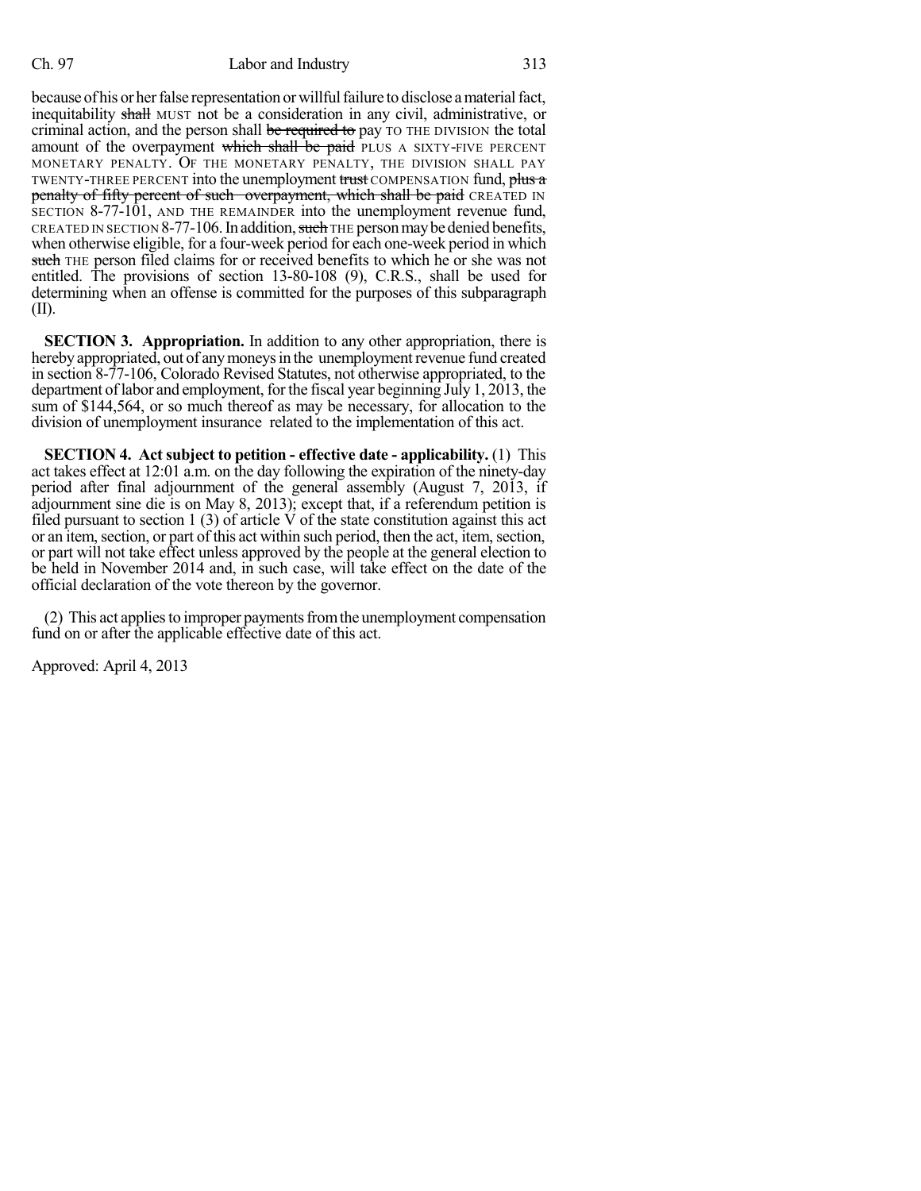because of his or her false representation or willful failure to disclose a material fact, inequitability ~~shall~~ MUST not be a consideration in any civil, administrative, or criminal action, and the person shall ~~be required to~~ pay TO THE DIVISION the total amount of the overpayment ~~which shall be paid~~ PLUS A SIXTY-FIVE PERCENT MONETARY PENALTY. OF THE MONETARY PENALTY, THE DIVISION SHALL PAY TWENTY-THREE PERCENT into the unemployment ~~trust~~ COMPENSATION fund, ~~plus a penalty of fifty percent of such overpayment, which shall be paid~~ CREATED IN SECTION 8-77-101, AND THE REMAINDER into the unemployment revenue fund, CREATED IN SECTION 8-77-106. In addition, ~~such~~ THE person may be denied benefits, when otherwise eligible, for a four-week period for each one-week period in which ~~such~~ THE person filed claims for or received benefits to which he or she was not entitled. The provisions of section 13-80-108 (9), C.R.S., shall be used for determining when an offense is committed for the purposes of this subparagraph (II).

**SECTION 3. Appropriation.** In addition to any other appropriation, there is hereby appropriated, out of any moneys in the unemployment revenue fund created in section 8-77-106, Colorado Revised Statutes, not otherwise appropriated, to the department of labor and employment, for the fiscal year beginning July 1, 2013, the sum of $144,564, or so much thereof as may be necessary, for allocation to the division of unemployment insurance related to the implementation of this act.

**SECTION 4. Act subject to petition - effective date - applicability.** (1) This act takes effect at 12:01 a.m. on the day following the expiration of the ninety-day period after final adjournment of the general assembly (August 7, 2013, if adjournment sine die is on May 8, 2013); except that, if a referendum petition is filed pursuant to section 1 (3) of article V of the state constitution against this act or an item, section, or part of this act within such period, then the act, item, section, or part will not take effect unless approved by the people at the general election to be held in November 2014 and, in such case, will take effect on the date of the official declaration of the vote thereon by the governor.

(2) This act applies to improper payments from the unemployment compensation fund on or after the applicable effective date of this act.

Approved: April 4, 2013